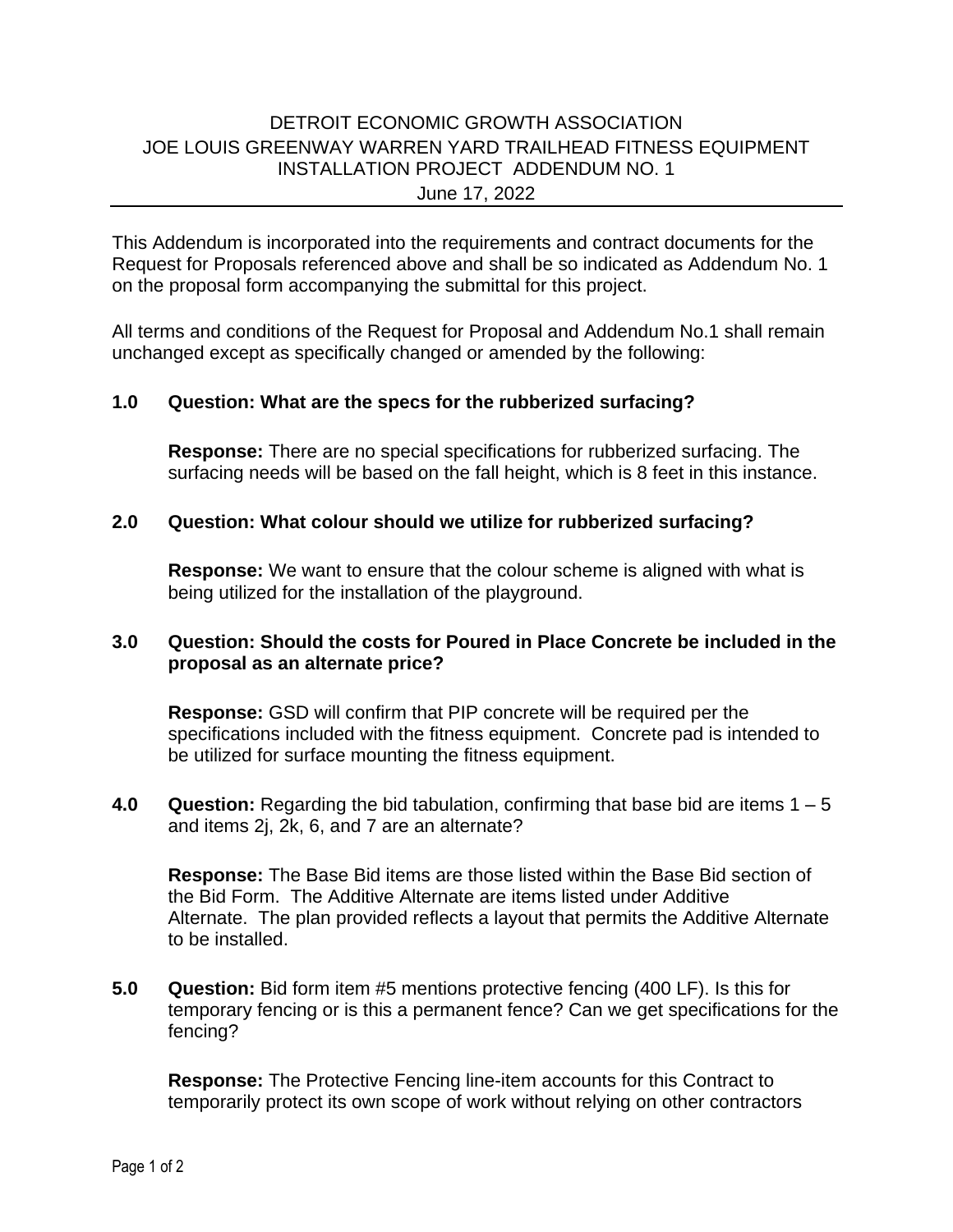# DETROIT ECONOMIC GROWTH ASSOCIATION
## JOE LOUIS GREENWAY WARREN YARD TRAILHEAD FITNESS EQUIPMENT INSTALLATION PROJECT ADDENDUM NO. 1

June 17, 2022

---

This Addendum is incorporated into the requirements and contract documents for the Request for Proposals referenced above and shall be so indicated as Addendum No. 1 on the proposal form accompanying the submittal for this project.

All terms and conditions of the Request for Proposal and Addendum No.1 shall remain unchanged except as specifically changed or amended by the following:

**1.0 Question: What are the specs for the rubberized surfacing?**

**Response:** There are no special specifications for rubberized surfacing. The surfacing needs will be based on the fall height, which is 8 feet in this instance.

**2.0 Question: What colour should we utilize for rubberized surfacing?**

**Response:** We want to ensure that the colour scheme is aligned with what is being utilized for the installation of the playground.

**3.0 Question: Should the costs for Poured in Place Concrete be included in the proposal as an alternate price?**

**Response:** GSD will confirm that PIP concrete will be required per the specifications included with the fitness equipment. Concrete pad is intended to be utilized for surface mounting the fitness equipment.

**4.0 Question:** Regarding the bid tabulation, confirming that base bid are items 1 – 5 and items 2j, 2k, 6, and 7 are an alternate?

**Response:** The Base Bid items are those listed within the Base Bid section of the Bid Form. The Additive Alternate are items listed under Additive Alternate. The plan provided reflects a layout that permits the Additive Alternate to be installed.

**5.0 Question:** Bid form item #5 mentions protective fencing (400 LF). Is this for temporary fencing or is this a permanent fence? Can we get specifications for the fencing?

**Response:** The Protective Fencing line-item accounts for this Contract to temporarily protect its own scope of work without relying on other contractors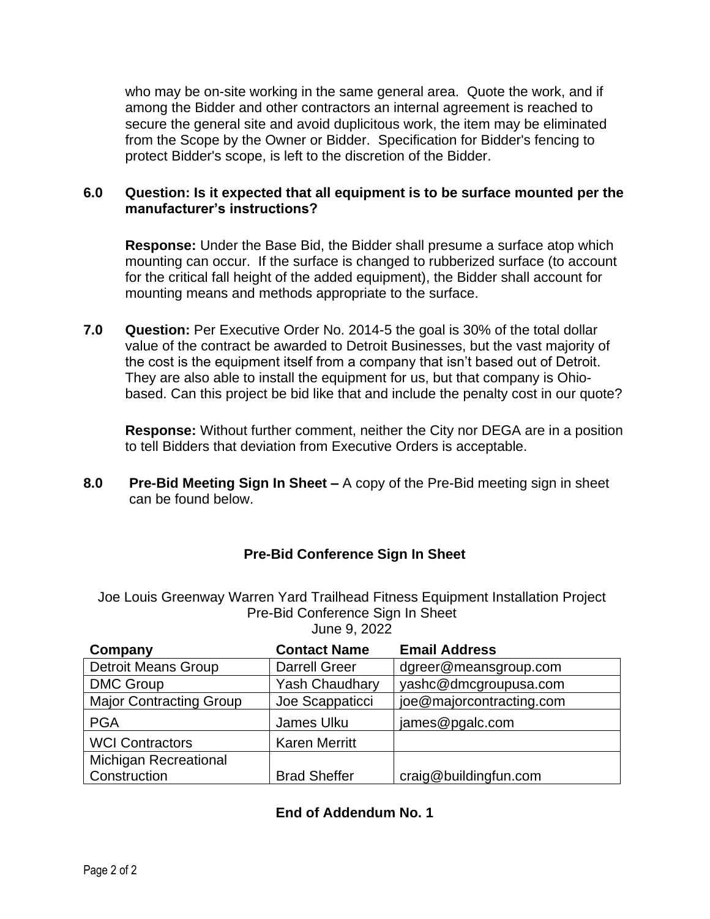who may be on-site working in the same general area. Quote the work, and if among the Bidder and other contractors an internal agreement is reached to secure the general site and avoid duplicitous work, the item may be eliminated from the Scope by the Owner or Bidder. Specification for Bidder's fencing to protect Bidder's scope, is left to the discretion of the Bidder.

**6.0 Question: Is it expected that all equipment is to be surface mounted per the manufacturer's instructions?**

**Response:** Under the Base Bid, the Bidder shall presume a surface atop which mounting can occur. If the surface is changed to rubberized surface (to account for the critical fall height of the added equipment), the Bidder shall account for mounting means and methods appropriate to the surface.

**7.0 Question:** Per Executive Order No. 2014-5 the goal is 30% of the total dollar value of the contract be awarded to Detroit Businesses, but the vast majority of the cost is the equipment itself from a company that isn't based out of Detroit. They are also able to install the equipment for us, but that company is Ohio-based. Can this project be bid like that and include the penalty cost in our quote?

**Response:** Without further comment, neither the City nor DEGA are in a position to tell Bidders that deviation from Executive Orders is acceptable.

**8.0 Pre-Bid Meeting Sign In Sheet –** A copy of the Pre-Bid meeting sign in sheet can be found below.

## Pre-Bid Conference Sign In Sheet

Joe Louis Greenway Warren Yard Trailhead Fitness Equipment Installation Project
Pre-Bid Conference Sign In Sheet
June 9, 2022

| Company | Contact Name | Email Address |
|---|---|---|
| Detroit Means Group | Darrell Greer | dgreer@meansgroup.com |
| DMC Group | Yash Chaudhary | yashc@dmcgroupusa.com |
| Major Contracting Group | Joe Scappaticci | joe@majorcontracting.com |
| PGA | James Ulku | james@pgalc.com |
| WCI Contractors | Karen Merritt | |
| Michigan Recreational Construction | Brad Sheffer | craig@buildingfun.com |

**End of Addendum No. 1**